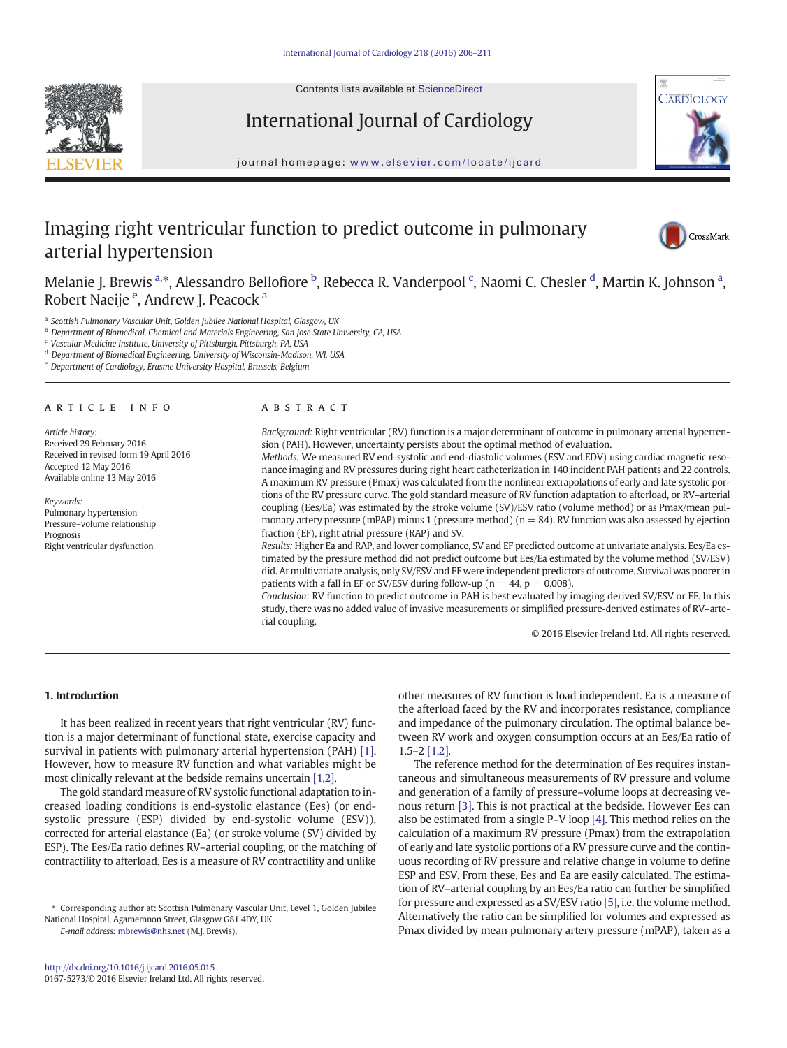# Imaging right ventricular function to predict outcome in pulmonary arterial hypertension

Melanie J. Brewis [a,*], Alessandro Bellofiore [b], Rebecca R. Vanderpool [c], Naomi C. Chesler [d], Martin K. Johnson [a], Robert Naeije [e], Andrew J. Peacock [a]

[a] Scottish Pulmonary Vascular Unit, Golden Jubilee National Hospital, Glasgow, UK
[b] Department of Biomedical, Chemical and Materials Engineering, San Jose State University, CA, USA
[c] Vascular Medicine Institute, University of Pittsburgh, Pittsburgh, PA, USA
[d] Department of Biomedical Engineering, University of Wisconsin-Madison, WI, USA
[e] Department of Cardiology, Erasme University Hospital, Brussels, Belgium

## ARTICLE INFO

*Article history:*
Received 29 February 2016
Received in revised form 19 April 2016
Accepted 12 May 2016
Available online 13 May 2016

*Keywords:*
Pulmonary hypertension
Pressure–volume relationship
Prognosis
Right ventricular dysfunction

## ABSTRACT

*Background:* Right ventricular (RV) function is a major determinant of outcome in pulmonary arterial hypertension (PAH). However, uncertainty persists about the optimal method of evaluation.

*Methods:* We measured RV end-systolic and end-diastolic volumes (ESV and EDV) using cardiac magnetic resonance imaging and RV pressures during right heart catheterization in 140 incident PAH patients and 22 controls. A maximum RV pressure (Pmax) was calculated from the nonlinear extrapolations of early and late systolic portions of the RV pressure curve. The gold standard measure of RV function adaptation to afterload, or RV–arterial coupling (Ees/Ea) was estimated by the stroke volume (SV)/ESV ratio (volume method) or as Pmax/mean pulmonary artery pressure (mPAP) minus 1 (pressure method) ($n = 84$). RV function was also assessed by ejection fraction (EF), right atrial pressure (RAP) and SV.

*Results:* Higher Ea and RAP, and lower compliance, SV and EF predicted outcome at univariate analysis. Ees/Ea estimated by the pressure method did not predict outcome but Ees/Ea estimated by the volume method (SV/ESV) did. At multivariate analysis, only SV/ESV and EF were independent predictors of outcome. Survival was poorer in patients with a fall in EF or SV/ESV during follow-up ($n = 44$, $p = 0.008$).

*Conclusion:* RV function to predict outcome in PAH is best evaluated by imaging derived SV/ESV or EF. In this study, there was no added value of invasive measurements or simplified pressure-derived estimates of RV–arterial coupling.

© 2016 Elsevier Ireland Ltd. All rights reserved.

## 1. Introduction

It has been realized in recent years that right ventricular (RV) function is a major determinant of functional state, exercise capacity and survival in patients with pulmonary arterial hypertension (PAH) [1]. However, how to measure RV function and what variables might be most clinically relevant at the bedside remains uncertain [1,2].

The gold standard measure of RV systolic functional adaptation to increased loading conditions is end-systolic elastance (Ees) (or end-systolic pressure (ESP) divided by end-systolic volume (ESV)), corrected for arterial elastance (Ea) (or stroke volume (SV) divided by ESP). The Ees/Ea ratio defines RV–arterial coupling, or the matching of contractility to afterload. Ees is a measure of RV contractility and unlike other measures of RV function is load independent. Ea is a measure of the afterload faced by the RV and incorporates resistance, compliance and impedance of the pulmonary circulation. The optimal balance between RV work and oxygen consumption occurs at an Ees/Ea ratio of 1.5–2 [1,2].

The reference method for the determination of Ees requires instantaneous and simultaneous measurements of RV pressure and volume and generation of a family of pressure–volume loops at decreasing venous return [3]. This is not practical at the bedside. However Ees can also be estimated from a single P–V loop [4]. This method relies on the calculation of a maximum RV pressure (Pmax) from the extrapolation of early and late systolic portions of a RV pressure curve and the continuous recording of RV pressure and relative change in volume to define ESP and ESV. From these, Ees and Ea are easily calculated. The estimation of RV–arterial coupling by an Ees/Ea ratio can further be simplified for pressure and expressed as a SV/ESV ratio [5], i.e. the volume method. Alternatively the ratio can be simplified for volumes and expressed as Pmax divided by mean pulmonary artery pressure (mPAP), taken as a

* Corresponding author at: Scottish Pulmonary Vascular Unit, Level 1, Golden Jubilee National Hospital, Agamemnon Street, Glasgow G81 4DY, UK.
*E-mail address:* mbrewis@nhs.net (M.J. Brewis).

http://dx.doi.org/10.1016/j.ijcard.2016.05.015
0167-5273/© 2016 Elsevier Ireland Ltd. All rights reserved.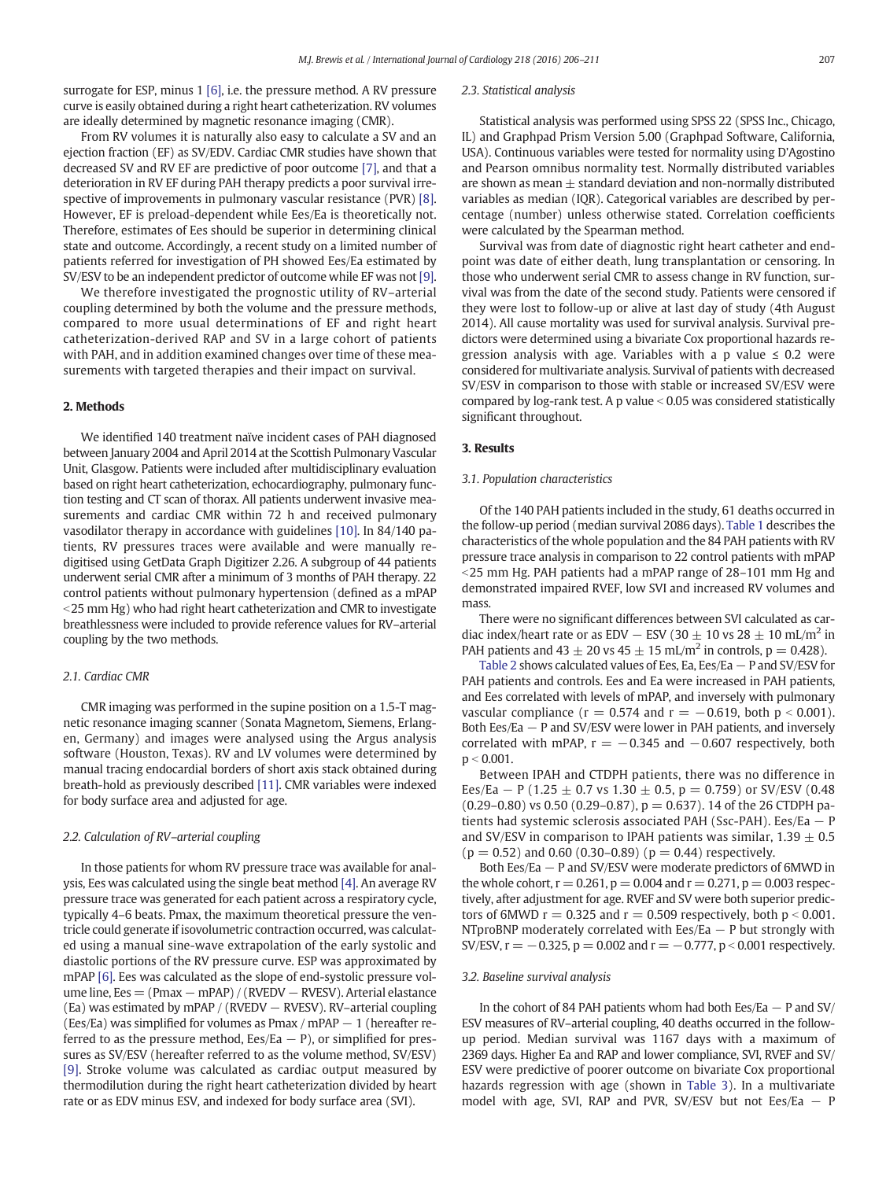surrogate for ESP, minus 1 [6], i.e. the pressure method. A RV pressure curve is easily obtained during a right heart catheterization. RV volumes are ideally determined by magnetic resonance imaging (CMR).

From RV volumes it is naturally also easy to calculate a SV and an ejection fraction (EF) as SV/EDV. Cardiac CMR studies have shown that decreased SV and RV EF are predictive of poor outcome [7], and that a deterioration in RV EF during PAH therapy predicts a poor survival irrespective of improvements in pulmonary vascular resistance (PVR) [8]. However, EF is preload-dependent while Ees/Ea is theoretically not. Therefore, estimates of Ees should be superior in determining clinical state and outcome. Accordingly, a recent study on a limited number of patients referred for investigation of PH showed Ees/Ea estimated by SV/ESV to be an independent predictor of outcome while EF was not [9].

We therefore investigated the prognostic utility of RV–arterial coupling determined by both the volume and the pressure methods, compared to more usual determinations of EF and right heart catheterization-derived RAP and SV in a large cohort of patients with PAH, and in addition examined changes over time of these measurements with targeted therapies and their impact on survival.

## 2. Methods

We identified 140 treatment naïve incident cases of PAH diagnosed between January 2004 and April 2014 at the Scottish Pulmonary Vascular Unit, Glasgow. Patients were included after multidisciplinary evaluation based on right heart catheterization, echocardiography, pulmonary function testing and CT scan of thorax. All patients underwent invasive measurements and cardiac CMR within 72 h and received pulmonary vasodilator therapy in accordance with guidelines [10]. In 84/140 patients, RV pressures traces were available and were manually re-digitised using GetData Graph Digitizer 2.26. A subgroup of 44 patients underwent serial CMR after a minimum of 3 months of PAH therapy. 22 control patients without pulmonary hypertension (defined as a mPAP <25 mm Hg) who had right heart catheterization and CMR to investigate breathlessness were included to provide reference values for RV–arterial coupling by the two methods.

### 2.1. Cardiac CMR

CMR imaging was performed in the supine position on a 1.5-T magnetic resonance imaging scanner (Sonata Magnetom, Siemens, Erlangen, Germany) and images were analysed using the Argus analysis software (Houston, Texas). RV and LV volumes were determined by manual tracing endocardial borders of short axis stack obtained during breath-hold as previously described [11]. CMR variables were indexed for body surface area and adjusted for age.

### 2.2. Calculation of RV–arterial coupling

In those patients for whom RV pressure trace was available for analysis, Ees was calculated using the single beat method [4]. An average RV pressure trace was generated for each patient across a respiratory cycle, typically 4–6 beats. Pmax, the maximum theoretical pressure the ventricle could generate if isovolumetric contraction occurred, was calculated using a manual sine-wave extrapolation of the early systolic and diastolic portions of the RV pressure curve. ESP was approximated by mPAP [6]. Ees was calculated as the slope of end-systolic pressure volume line, Ees = (Pmax − mPAP) / (RVEDV − RVESV). Arterial elastance (Ea) was estimated by mPAP / (RVEDV − RVESV). RV–arterial coupling (Ees/Ea) was simplified for volumes as Pmax / mPAP − 1 (hereafter referred to as the pressure method, Ees/Ea − P), or simplified for pressures as SV/ESV (hereafter referred to as the volume method, SV/ESV) [9]. Stroke volume was calculated as cardiac output measured by thermodilution during the right heart catheterization divided by heart rate or as EDV minus ESV, and indexed for body surface area (SVI).

### 2.3. Statistical analysis

Statistical analysis was performed using SPSS 22 (SPSS Inc., Chicago, IL) and Graphpad Prism Version 5.00 (Graphpad Software, California, USA). Continuous variables were tested for normality using D'Agostino and Pearson omnibus normality test. Normally distributed variables are shown as mean ± standard deviation and non-normally distributed variables as median (IQR). Categorical variables are described by percentage (number) unless otherwise stated. Correlation coefficients were calculated by the Spearman method.

Survival was from date of diagnostic right heart catheter and endpoint was date of either death, lung transplantation or censoring. In those who underwent serial CMR to assess change in RV function, survival was from the date of the second study. Patients were censored if they were lost to follow-up or alive at last day of study (4th August 2014). All cause mortality was used for survival analysis. Survival predictors were determined using a bivariate Cox proportional hazards regression analysis with age. Variables with a p value ≤ 0.2 were considered for multivariate analysis. Survival of patients with decreased SV/ESV in comparison to those with stable or increased SV/ESV were compared by log-rank test. A p value < 0.05 was considered statistically significant throughout.

## 3. Results

### 3.1. Population characteristics

Of the 140 PAH patients included in the study, 61 deaths occurred in the follow-up period (median survival 2086 days). Table 1 describes the characteristics of the whole population and the 84 PAH patients with RV pressure trace analysis in comparison to 22 control patients with mPAP <25 mm Hg. PAH patients had a mPAP range of 28–101 mm Hg and demonstrated impaired RVEF, low SVI and increased RV volumes and mass.

There were no significant differences between SVI calculated as cardiac index/heart rate or as EDV − ESV (30 ± 10 vs 28 ± 10 mL/m$^2$ in PAH patients and 43 ± 20 vs 45 ± 15 mL/m$^2$ in controls, $p = 0.428$).

Table 2 shows calculated values of Ees, Ea, Ees/Ea − P and SV/ESV for PAH patients and controls. Ees and Ea were increased in PAH patients, and Ees correlated with levels of mPAP, and inversely with pulmonary vascular compliance ($r = 0.574$ and $r = -0.619$, both $p < 0.001$). Both Ees/Ea − P and SV/ESV were lower in PAH patients, and inversely correlated with mPAP, $r = -0.345$ and $-0.607$ respectively, both $p < 0.001$.

Between IPAH and CTDPH patients, there was no difference in Ees/Ea − P (1.25 ± 0.7 vs 1.30 ± 0.5, $p = 0.759$) or SV/ESV (0.48 (0.29–0.80) vs 0.50 (0.29–0.87), $p = 0.637$). 14 of the 26 CTDPH patients had systemic sclerosis associated PAH (Ssc-PAH). Ees/Ea − P and SV/ESV in comparison to IPAH patients was similar, 1.39 ± 0.5 ($p = 0.52$) and 0.60 (0.30–0.89) ($p = 0.44$) respectively.

Both Ees/Ea − P and SV/ESV were moderate predictors of 6MWD in the whole cohort, $r = 0.261$, $p = 0.004$ and $r = 0.271$, $p = 0.003$ respectively, after adjustment for age. RVEF and SV were both superior predictors of 6MWD $r = 0.325$ and $r = 0.509$ respectively, both $p < 0.001$. NTproBNP moderately correlated with Ees/Ea − P but strongly with SV/ESV, $r = -0.325$, $p = 0.002$ and $r = -0.777$, $p < 0.001$ respectively.

### 3.2. Baseline survival analysis

In the cohort of 84 PAH patients whom had both Ees/Ea − P and SV/ESV measures of RV–arterial coupling, 40 deaths occurred in the follow-up period. Median survival was 1167 days with a maximum of 2369 days. Higher Ea and RAP and lower compliance, SVI, RVEF and SV/ESV were predictive of poorer outcome on bivariate Cox proportional hazards regression with age (shown in Table 3). In a multivariate model with age, SVI, RAP and PVR, SV/ESV but not Ees/Ea − P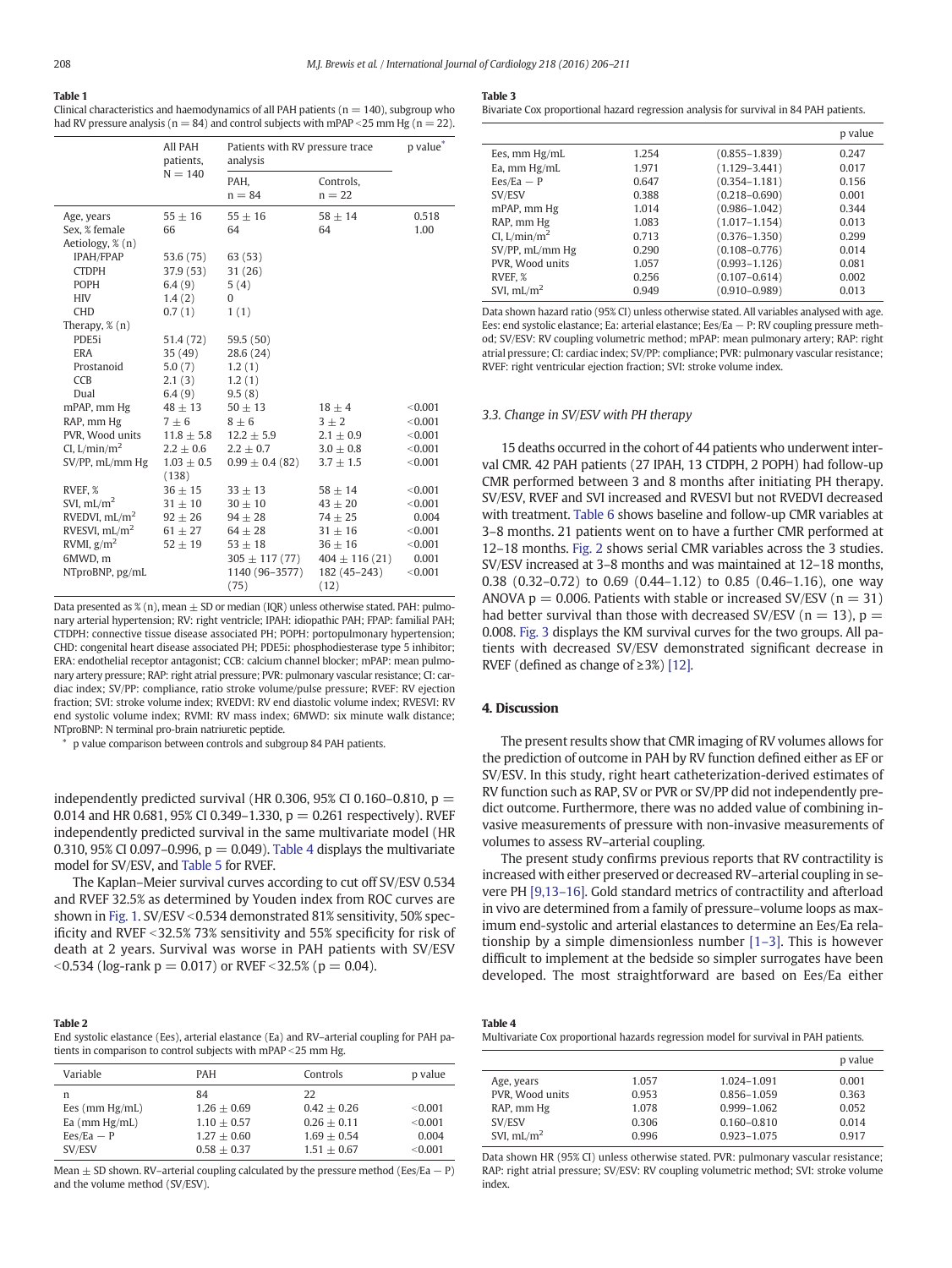**Table 1**
Clinical characteristics and haemodynamics of all PAH patients (n = 140), subgroup who had RV pressure analysis (n = 84) and control subjects with mPAP < 25 mm Hg (n = 22).

| | All PAH patients, N = 140 | Patients with RV pressure trace analysis | | p value* |
|---|---|---|---|---|
| | | PAH, n = 84 | Controls, n = 22 | |
| Age, years | 55 ± 16 | 55 ± 16 | 58 ± 14 | 0.518 |
| Sex, % female | 66 | 64 | 64 | 1.00 |
| Aetiology, % (n) | | | | |
| IPAH/FPAP | 53.6 (75) | 63 (53) | | |
| CTDPH | 37.9 (53) | 31 (26) | | |
| POPH | 6.4 (9) | 5 (4) | | |
| HIV | 1.4 (2) | 0 | | |
| CHD | 0.7 (1) | 1 (1) | | |
| Therapy, % (n) | | | | |
| PDE5i | 51.4 (72) | 59.5 (50) | | |
| ERA | 35 (49) | 28.6 (24) | | |
| Prostanoid | 5.0 (7) | 1.2 (1) | | |
| CCB | 2.1 (3) | 1.2 (1) | | |
| Dual | 6.4 (9) | 9.5 (8) | | |
| mPAP, mm Hg | 48 ± 13 | 50 ± 13 | 18 ± 4 | <0.001 |
| RAP, mm Hg | 7 ± 6 | 8 ± 6 | 3 ± 2 | <0.001 |
| PVR, Wood units | 11.8 ± 5.8 | 12.2 ± 5.9 | 2.1 ± 0.9 | <0.001 |
| CI, L/min/m² | 2.2 ± 0.6 | 2.2 ± 0.7 | 3.0 ± 0.8 | <0.001 |
| SV/PP, mL/mm Hg | 1.03 ± 0.5 (138) | 0.99 ± 0.4 (82) | 3.7 ± 1.5 | <0.001 |
| RVEF, % | 36 ± 15 | 33 ± 13 | 58 ± 14 | <0.001 |
| SVI, mL/m² | 31 ± 10 | 30 ± 10 | 43 ± 20 | <0.001 |
| RVEDVI, mL/m² | 92 ± 26 | 94 ± 28 | 74 ± 25 | 0.004 |
| RVESVI, mL/m² | 61 ± 27 | 64 ± 28 | 31 ± 16 | <0.001 |
| RVMI, g/m² | 52 ± 19 | 53 ± 18 | 36 ± 16 | <0.001 |
| 6MWD, m | | 305 ± 117 (77) | 404 ± 116 (21) | 0.001 |
| NTproBNP, pg/mL | | 1140 (96–3577) (75) | 182 (45–243) (12) | <0.001 |

Data presented as % (n), mean ± SD or median (IQR) unless otherwise stated. PAH: pulmonary arterial hypertension; RV: right ventricle; IPAH: idiopathic PAH; FPAP: familial PAH; CTDPH: connective tissue disease associated PH; POPH: portopulmonary hypertension; CHD: congenital heart disease associated PH; PDE5i: phosphodiesterase type 5 inhibitor; ERA: endothelial receptor antagonist; CCB: calcium channel blocker; mPAP: mean pulmonary artery pressure; RAP: right atrial pressure; PVR: pulmonary vascular resistance; CI: cardiac index; SV/PP: compliance, ratio stroke volume/pulse pressure; RVEF: RV ejection fraction; SVI: stroke volume index; RVEDVI: RV end diastolic volume index; RVESVI: RV end systolic volume index; RVMI: RV mass index; 6MWD: six minute walk distance; NTproBNP: N terminal pro-brain natriuretic peptide.

\* p value comparison between controls and subgroup 84 PAH patients.

independently predicted survival (HR 0.306, 95% CI 0.160–0.810, $p = 0.014$ and HR 0.681, 95% CI 0.349–1.330, $p = 0.261$ respectively). RVEF independently predicted survival in the same multivariate model (HR 0.310, 95% CI 0.097–0.996, $p = 0.049$). Table 4 displays the multivariate model for SV/ESV, and Table 5 for RVEF.

The Kaplan–Meier survival curves according to cut off SV/ESV 0.534 and RVEF 32.5% as determined by Youden index from ROC curves are shown in Fig. 1. SV/ESV < 0.534 demonstrated 81% sensitivity, 50% specificity and RVEF < 32.5% 73% sensitivity and 55% specificity for risk of death at 2 years. Survival was worse in PAH patients with SV/ESV < 0.534 (log-rank $p = 0.017$) or RVEF < 32.5% ($p = 0.04$).

**Table 2**
End systolic elastance (Ees), arterial elastance (Ea) and RV–arterial coupling for PAH patients in comparison to control subjects with mPAP < 25 mm Hg.

| Variable | PAH | Controls | p value |
|---|---|---|---|
| n | 84 | 22 | |
| Ees (mm Hg/mL) | 1.26 ± 0.69 | 0.42 ± 0.26 | <0.001 |
| Ea (mm Hg/mL) | 1.10 ± 0.57 | 0.26 ± 0.11 | <0.001 |
| Ees/Ea − P | 1.27 ± 0.60 | 1.69 ± 0.54 | 0.004 |
| SV/ESV | 0.58 ± 0.37 | 1.51 ± 0.67 | <0.001 |

Mean ± SD shown. RV–arterial coupling calculated by the pressure method (Ees/Ea − P) and the volume method (SV/ESV).

**Table 3**
Bivariate Cox proportional hazard regression analysis for survival in 84 PAH patients.

| | | | p value |
|---|---|---|---|
| Ees, mm Hg/mL | 1.254 | (0.855–1.839) | 0.247 |
| Ea, mm Hg/mL | 1.971 | (1.129–3.441) | 0.017 |
| Ees/Ea − P | 0.647 | (0.354–1.181) | 0.156 |
| SV/ESV | 0.388 | (0.218–0.690) | 0.001 |
| mPAP, mm Hg | 1.014 | (0.986–1.042) | 0.344 |
| RAP, mm Hg | 1.083 | (1.017–1.154) | 0.013 |
| CI, L/min/m² | 0.713 | (0.376–1.350) | 0.299 |
| SV/PP, mL/mm Hg | 0.290 | (0.108–0.776) | 0.014 |
| PVR, Wood units | 1.057 | (0.993–1.126) | 0.081 |
| RVEF, % | 0.256 | (0.107–0.614) | 0.002 |
| SVI, mL/m² | 0.949 | (0.910–0.989) | 0.013 |

Data shown hazard ratio (95% CI) unless otherwise stated. All variables analysed with age. Ees: end systolic elastance; Ea: arterial elastance; Ees/Ea − P: RV coupling pressure method; SV/ESV: RV coupling volumetric method; mPAP: mean pulmonary artery; RAP: right atrial pressure; CI: cardiac index; SV/PP: compliance; PVR: pulmonary vascular resistance; RVEF: right ventricular ejection fraction; SVI: stroke volume index.

### 3.3. Change in SV/ESV with PH therapy

15 deaths occurred in the cohort of 44 patients who underwent interval CMR. 42 PAH patients (27 IPAH, 13 CTDPH, 2 POPH) had follow-up CMR performed between 3 and 8 months after initiating PH therapy. SV/ESV, RVEF and SVI increased and RVESVI but not RVEDVI decreased with treatment. Table 6 shows baseline and follow-up CMR variables at 3–8 months. 21 patients went on to have a further CMR performed at 12–18 months. Fig. 2 shows serial CMR variables across the 3 studies. SV/ESV increased at 3–8 months and was maintained at 12–18 months, 0.38 (0.32–0.72) to 0.69 (0.44–1.12) to 0.85 (0.46–1.16), one way ANOVA $p = 0.006$. Patients with stable or increased SV/ESV ($n = 31$) had better survival than those with decreased SV/ESV ($n = 13$), $p = 0.008$. Fig. 3 displays the KM survival curves for the two groups. All patients with decreased SV/ESV demonstrated significant decrease in RVEF (defined as change of ≥3%) [12].

## 4. Discussion

The present results show that CMR imaging of RV volumes allows for the prediction of outcome in PAH by RV function defined either as EF or SV/ESV. In this study, right heart catheterization-derived estimates of RV function such as RAP, SV or PVR or SV/PP did not independently predict outcome. Furthermore, there was no added value of combining invasive measurements of pressure with non-invasive measurements of volumes to assess RV–arterial coupling.

The present study confirms previous reports that RV contractility is increased with either preserved or decreased RV–arterial coupling in severe PH [9,13–16]. Gold standard metrics of contractility and afterload in vivo are determined from a family of pressure–volume loops as maximum end-systolic and arterial elastances to determine an Ees/Ea relationship by a simple dimensionless number [1–3]. This is however difficult to implement at the bedside so simpler surrogates have been developed. The most straightforward are based on Ees/Ea either

**Table 4**
Multivariate Cox proportional hazards regression model for survival in PAH patients.

| | | | p value |
|---|---|---|---|
| Age, years | 1.057 | 1.024–1.091 | 0.001 |
| PVR, Wood units | 0.953 | 0.856–1.059 | 0.363 |
| RAP, mm Hg | 1.078 | 0.999–1.062 | 0.052 |
| SV/ESV | 0.306 | 0.160–0.810 | 0.014 |
| SVI, mL/m² | 0.996 | 0.923–1.075 | 0.917 |

Data shown HR (95% CI) unless otherwise stated. PVR: pulmonary vascular resistance; RAP: right atrial pressure; SV/ESV: RV coupling volumetric method; SVI: stroke volume index.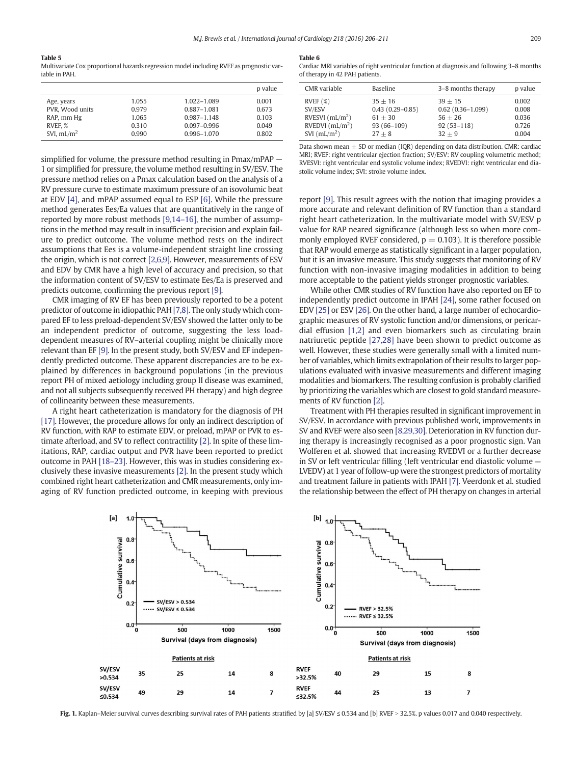**Table 5**
Multivariate Cox proportional hazards regression model including RVEF as prognostic variable in PAH.

| | | | p value |
|---|---|---|---|
| Age, years | 1.055 | 1.022–1.089 | 0.001 |
| PVR, Wood units | 0.979 | 0.887–1.081 | 0.673 |
| RAP, mm Hg | 1.065 | 0.987–1.148 | 0.103 |
| RVEF, % | 0.310 | 0.097–0.996 | 0.049 |
| SVI, mL/m$^2$ | 0.990 | 0.996–1.070 | 0.802 |

simplified for volume, the pressure method resulting in Pmax/mPAP − 1 or simplified for pressure, the volume method resulting in SV/ESV. The pressure method relies on a Pmax calculation based on the analysis of a RV pressure curve to estimate maximum pressure of an isovolumic beat at EDV [4], and mPAP assumed equal to ESP [6]. While the pressure method generates Ees/Ea values that are quantitatively in the range of reported by more robust methods [9,14–16], the number of assumptions in the method may result in insufficient precision and explain failure to predict outcome. The volume method rests on the indirect assumptions that Ees is a volume-independent straight line crossing the origin, which is not correct [2,6,9]. However, measurements of ESV and EDV by CMR have a high level of accuracy and precision, so that the information content of SV/ESV to estimate Ees/Ea is preserved and predicts outcome, confirming the previous report [9].

CMR imaging of RV EF has been previously reported to be a potent predictor of outcome in idiopathic PAH [7,8]. The only study which compared EF to less preload-dependent SV/ESV showed the latter only to be an independent predictor of outcome, suggesting the less load-dependent measures of RV–arterial coupling might be clinically more relevant than EF [9]. In the present study, both SV/ESV and EF independently predicted outcome. These apparent discrepancies are to be explained by differences in background populations (in the previous report PH of mixed aetiology including group II disease was examined, and not all subjects subsequently received PH therapy) and high degree of collinearity between these measurements.

A right heart catheterization is mandatory for the diagnosis of PH [17]. However, the procedure allows for only an indirect description of RV function, with RAP to estimate EDV, or preload, mPAP or PVR to estimate afterload, and SV to reflect contractility [2]. In spite of these limitations, RAP, cardiac output and PVR have been reported to predict outcome in PAH [18–23]. However, this was in studies considering exclusively these invasive measurements [2]. In the present study which combined right heart catheterization and CMR measurements, only imaging of RV function predicted outcome, in keeping with previous report [9]. This result agrees with the notion that imaging provides a more accurate and relevant definition of RV function than a standard right heart catheterization. In the multivariate model with SV/ESV p value for RAP neared significance (although less so when more commonly employed RVEF considered, $p = 0.103$). It is therefore possible that RAP would emerge as statistically significant in a larger population, but it is an invasive measure. This study suggests that monitoring of RV function with non-invasive imaging modalities in addition to being more acceptable to the patient yields stronger prognostic variables.

While other CMR studies of RV function have also reported on EF to independently predict outcome in IPAH [24], some rather focused on EDV [25] or ESV [26]. On the other hand, a large number of echocardiographic measures of RV systolic function and/or dimensions, or pericardial effusion [1,2] and even biomarkers such as circulating brain natriuretic peptide [27,28] have been shown to predict outcome as well. However, these studies were generally small with a limited number of variables, which limits extrapolation of their results to larger populations evaluated with invasive measurements and different imaging modalities and biomarkers. The resulting confusion is probably clarified by prioritizing the variables which are closest to gold standard measurements of RV function [2].

Treatment with PH therapies resulted in significant improvement in SV/ESV. In accordance with previous published work, improvements in SV and RVEF were also seen [8,29,30]. Deterioration in RV function during therapy is increasingly recognised as a poor prognostic sign. Van Wolferen et al. showed that increasing RVEDVI or a further decrease in SV or left ventricular filling (left ventricular end diastolic volume − LVEDV) at 1 year of follow-up were the strongest predictors of mortality and treatment failure in patients with IPAH [7]. Veerdonk et al. studied the relationship between the effect of PH therapy on changes in arterial

**Table 6**
Cardiac MRI variables of right ventricular function at diagnosis and following 3–8 months of therapy in 42 PAH patients.

| CMR variable | Baseline | 3–8 months therapy | p value |
|---|---|---|---|
| RVEF (%) | 35 ± 16 | 39 ± 15 | 0.002 |
| SV/ESV | 0.43 (0.29–0.85) | 0.62 (0.36–1.099) | 0.008 |
| RVESVI (mL/m$^2$) | 61 ± 30 | 56 ± 26 | 0.036 |
| RVEDVI (mL/m$^2$) | 93 (66–109) | 92 (53–118) | 0.726 |
| SVI (mL/m$^2$) | 27 ± 8 | 32 ± 9 | 0.004 |

Data shown mean ± SD or median (IQR) depending on data distribution. CMR: cardiac MRI; RVEF: right ventricular ejection fraction; SV/ESV: RV coupling volumetric method; RVESVI: right ventricular end systolic volume index; RVEDVI: right ventricular end diastolic volume index; SVI: stroke volume index.

| Patients at risk | | | | |
|---|---|---|---|---|
| SV/ESV >0.534 | 35 | 25 | 14 | 8 |
| SV/ESV ≤0.534 | 49 | 29 | 14 | 7 |

| Patients at risk | | | | |
|---|---|---|---|---|
| RVEF >32.5% | 40 | 29 | 15 | 8 |
| RVEF ≤32.5% | 44 | 25 | 13 | 7 |

**Fig. 1.** Kaplan–Meier survival curves describing survival rates of PAH patients stratified by [a] SV/ESV ≤ 0.534 and [b] RVEF > 32.5%. p values 0.017 and 0.040 respectively.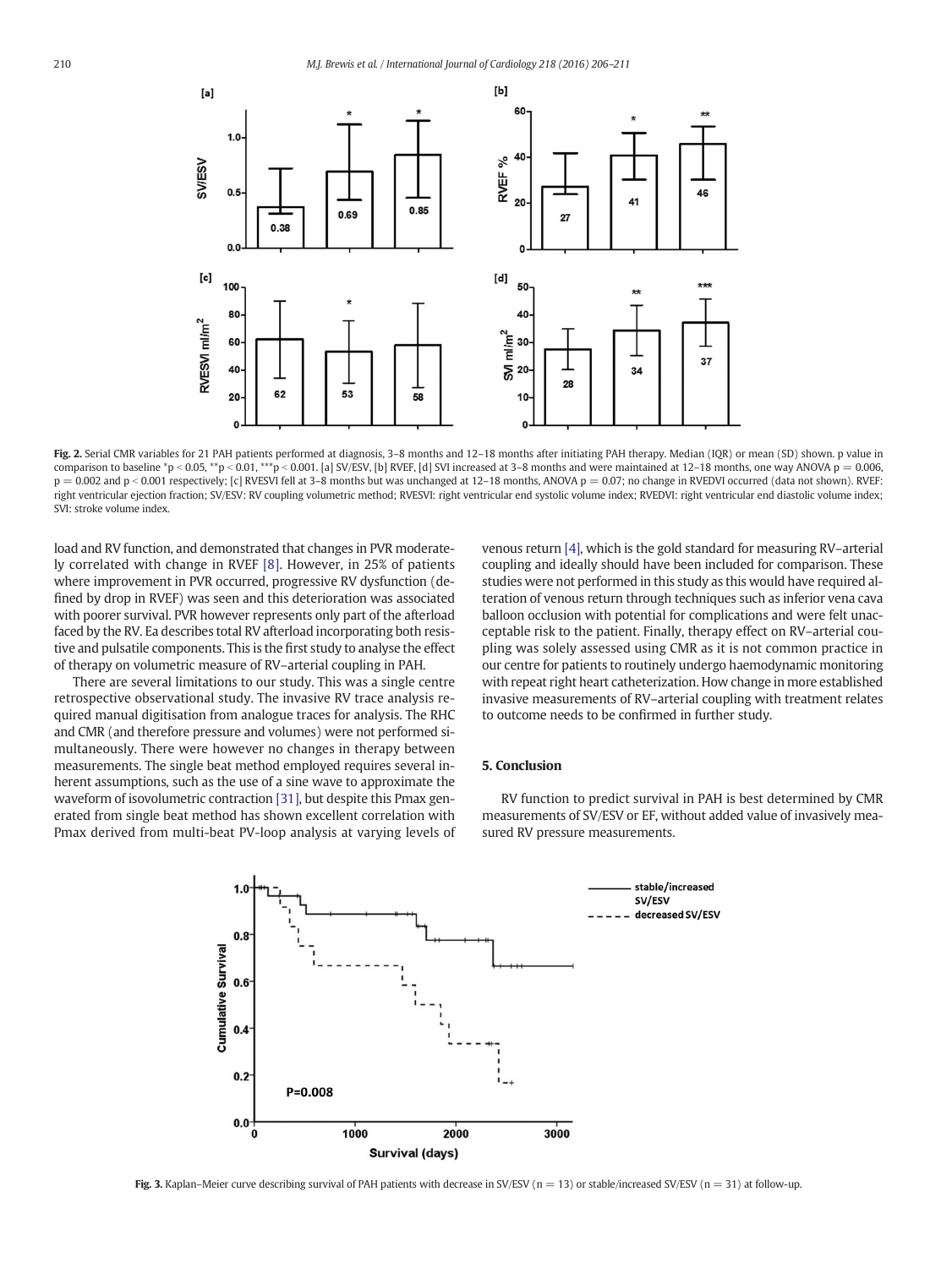[a]

SV/ESV

1.0

0.5

0.0

\* \*

0.38 0.69 0.85

[b]

RVEF %

60

40

20

0

\* \*\*

27 41 46

[c]

RVESVI ml/m2

100

80

60

40

20

0

\*

62 53 58

[d]

SVI ml/m2

50

40

30

20

10

0

\*\* \*\*\*

28 34 37

**Fig. 2.** Serial CMR variables for 21 PAH patients performed at diagnosis, 3–8 months and 12–18 months after initiating PAH therapy. Median (IQR) or mean (SD) shown. p value in comparison to baseline \*$p < 0.05$, \*\*$p < 0.01$, \*\*\*$p < 0.001$. [a] SV/ESV, [b] RVEF, [d] SVI increased at 3–8 months and were maintained at 12–18 months, one way ANOVA $p = 0.006$, $p = 0.002$ and $p < 0.001$ respectively; [c] RVESVI fell at 3–8 months but was unchanged at 12–18 months, ANOVA $p = 0.07$; no change in RVEDVI occurred (data not shown). RVEF: right ventricular ejection fraction; SV/ESV: RV coupling volumetric method; RVESVI: right ventricular end systolic volume index; RVEDVI: right ventricular end diastolic volume index; SVI: stroke volume index.

load and RV function, and demonstrated that changes in PVR moderately correlated with change in RVEF [8]. However, in 25% of patients where improvement in PVR occurred, progressive RV dysfunction (defined by drop in RVEF) was seen and this deterioration was associated with poorer survival. PVR however represents only part of the afterload faced by the RV. Ea describes total RV afterload incorporating both resistive and pulsatile components. This is the first study to analyse the effect of therapy on volumetric measure of RV–arterial coupling in PAH.

There are several limitations to our study. This was a single centre retrospective observational study. The invasive RV trace analysis required manual digitisation from analogue traces for analysis. The RHC and CMR (and therefore pressure and volumes) were not performed simultaneously. There were however no changes in therapy between measurements. The single beat method employed requires several inherent assumptions, such as the use of a sine wave to approximate the waveform of isovolumetric contraction [31], but despite this Pmax generated from single beat method has shown excellent correlation with Pmax derived from multi-beat PV-loop analysis at varying levels of venous return [4], which is the gold standard for measuring RV–arterial coupling and ideally should have been included for comparison. These studies were not performed in this study as this would have required alteration of venous return through techniques such as inferior vena cava balloon occlusion with potential for complications and were felt unacceptable risk to the patient. Finally, therapy effect on RV–arterial coupling was solely assessed using CMR as it is not common practice in our centre for patients to routinely undergo haemodynamic monitoring with repeat right heart catheterization. How change in more established invasive measurements of RV–arterial coupling with treatment relates to outcome needs to be confirmed in further study.

## 5. Conclusion

RV function to predict survival in PAH is best determined by CMR measurements of SV/ESV or EF, without added value of invasively measured RV pressure measurements.

stable/increased SV/ESV

decreased SV/ESV

Cumulative Survival

1.0

0.8

0.6

0.4

0.2

0.0

P=0.008

0 1000 2000 3000

Survival (days)

**Fig. 3.** Kaplan–Meier curve describing survival of PAH patients with decrease in SV/ESV ($n = 13$) or stable/increased SV/ESV ($n = 31$) at follow-up.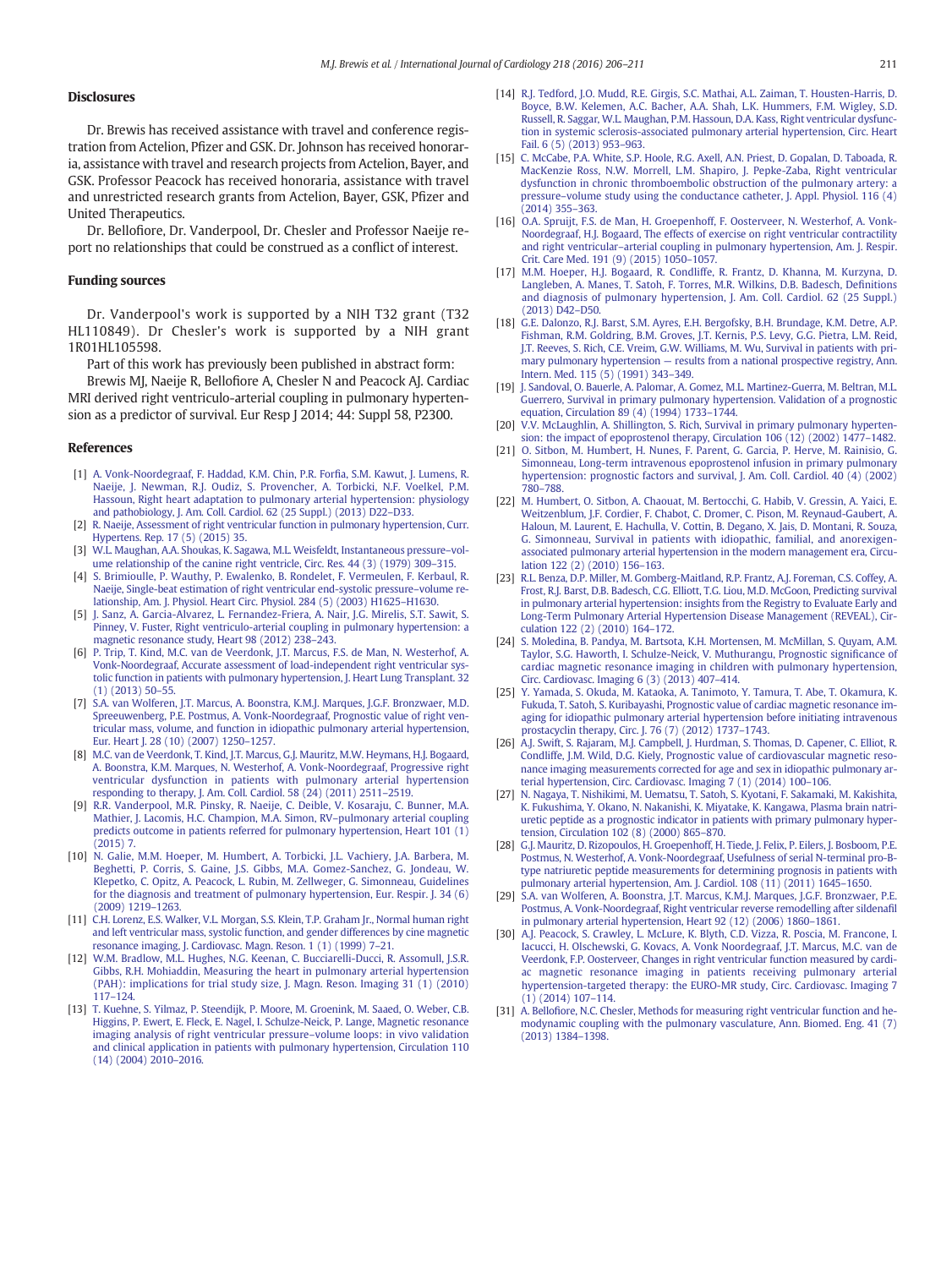## Disclosures

Dr. Brewis has received assistance with travel and conference registration from Actelion, Pfizer and GSK. Dr. Johnson has received honoraria, assistance with travel and research projects from Actelion, Bayer, and GSK. Professor Peacock has received honoraria, assistance with travel and unrestricted research grants from Actelion, Bayer, GSK, Pfizer and United Therapeutics.

Dr. Bellofiore, Dr. Vanderpool, Dr. Chesler and Professor Naeije report no relationships that could be construed as a conflict of interest.

## Funding sources

Dr. Vanderpool's work is supported by a NIH T32 grant (T32 HL110849). Dr Chesler's work is supported by a NIH grant 1R01HL105598.

Part of this work has previously been published in abstract form:

Brewis MJ, Naeije R, Bellofiore A, Chesler N and Peacock AJ. Cardiac MRI derived right ventriculo-arterial coupling in pulmonary hypertension as a predictor of survival. Eur Resp J 2014; 44: Suppl 58, P2300.

## References

[1] A. Vonk-Noordegraaf, F. Haddad, K.M. Chin, P.R. Forfia, S.M. Kawut, J. Lumens, R. Naeije, J. Newman, R.J. Oudiz, S. Provencher, A. Torbicki, N.F. Voelkel, P.M. Hassoun, Right heart adaptation to pulmonary arterial hypertension: physiology and pathobiology, J. Am. Coll. Cardiol. 62 (25 Suppl.) (2013) D22–D33.

[2] R. Naeije, Assessment of right ventricular function in pulmonary hypertension, Curr. Hypertens. Rep. 17 (5) (2015) 35.

[3] W.L. Maughan, A.A. Shoukas, K. Sagawa, M.L. Weisfeldt, Instantaneous pressure–volume relationship of the canine right ventricle, Circ. Res. 44 (3) (1979) 309–315.

[4] S. Brimioulle, P. Wauthy, P. Ewalenko, B. Rondelet, F. Vermeulen, F. Kerbaul, R. Naeije, Single-beat estimation of right ventricular end-systolic pressure–volume relationship, Am. J. Physiol. Heart Circ. Physiol. 284 (5) (2003) H1625–H1630.

[5] J. Sanz, A. Garcia-Alvarez, L. Fernandez-Friera, A. Nair, J.G. Mirelis, S.T. Sawit, S. Pinney, V. Fuster, Right ventriculo-arterial coupling in pulmonary hypertension: a magnetic resonance study, Heart 98 (2012) 238–243.

[6] P. Trip, T. Kind, M.C. van de Veerdonk, J.T. Marcus, F.S. de Man, N. Westerhof, A. Vonk-Noordegraaf, Accurate assessment of load-independent right ventricular systolic function in patients with pulmonary hypertension, J. Heart Lung Transplant. 32 (1) (2013) 50–55.

[7] S.A. van Wolferen, J.T. Marcus, A. Boonstra, K.M.J. Marques, J.G.F. Bronzwaer, M.D. Spreeuwenberg, P.E. Postmus, A. Vonk-Noordegraaf, Prognostic value of right ventricular mass, volume, and function in idiopathic pulmonary arterial hypertension, Eur. Heart J. 28 (10) (2007) 1250–1257.

[8] M.C. van de Veerdonk, T. Kind, J.T. Marcus, G.J. Mauritz, M.W. Heymans, H.J. Bogaard, A. Boonstra, K.M. Marques, N. Westerhof, A. Vonk-Noordegraaf, Progressive right ventricular dysfunction in patients with pulmonary arterial hypertension responding to therapy, J. Am. Coll. Cardiol. 58 (24) (2011) 2511–2519.

[9] R.R. Vanderpool, M.R. Pinsky, R. Naeije, C. Deible, V. Kosaraju, C. Bunner, M.A. Mathier, J. Lacomis, H.C. Champion, M.A. Simon, RV–pulmonary arterial coupling predicts outcome in patients referred for pulmonary hypertension, Heart 101 (1) (2015) 7.

[10] N. Galie, M.M. Hoeper, M. Humbert, A. Torbicki, J.L. Vachiery, J.A. Barbera, M. Beghetti, P. Corris, S. Gaine, J.S. Gibbs, M.A. Gomez-Sanchez, G. Jondeau, W. Klepetko, C. Opitz, A. Peacock, L. Rubin, M. Zellweger, G. Simonneau, Guidelines for the diagnosis and treatment of pulmonary hypertension, Eur. Respir. J. 34 (6) (2009) 1219–1263.

[11] C.H. Lorenz, E.S. Walker, V.L. Morgan, S.S. Klein, T.P. Graham Jr., Normal human right and left ventricular mass, systolic function, and gender differences by cine magnetic resonance imaging, J. Cardiovasc. Magn. Reson. 1 (1) (1999) 7–21.

[12] W.M. Bradlow, M.L. Hughes, N.G. Keenan, C. Bucciarelli-Ducci, R. Assomull, J.S.R. Gibbs, R.H. Mohiaddin, Measuring the heart in pulmonary arterial hypertension (PAH): implications for trial study size, J. Magn. Reson. Imaging 31 (1) (2010) 117–124.

[13] T. Kuehne, S. Yilmaz, P. Steendijk, P. Moore, M. Groenink, M. Saaed, O. Weber, C.B. Higgins, P. Ewert, E. Fleck, E. Nagel, I. Schulze-Neick, P. Lange, Magnetic resonance imaging analysis of right ventricular pressure–volume loops: in vivo validation and clinical application in patients with pulmonary hypertension, Circulation 110 (14) (2004) 2010–2016.

[14] R.J. Tedford, J.O. Mudd, R.E. Girgis, S.C. Mathai, A.L. Zaiman, T. Housten-Harris, D. Boyce, B.W. Kelemen, A.C. Bacher, A.A. Shah, L.K. Hummers, F.M. Wigley, S.D. Russell, R. Saggar, W.L. Maughan, P.M. Hassoun, D.A. Kass, Right ventricular dysfunction in systemic sclerosis-associated pulmonary arterial hypertension, Circ. Heart Fail. 6 (5) (2013) 953–963.

[15] C. McCabe, P.A. White, S.P. Hoole, R.G. Axell, A.N. Priest, D. Gopalan, D. Taboada, R. MacKenzie Ross, N.W. Morrell, L.M. Shapiro, J. Pepke-Zaba, Right ventricular dysfunction in chronic thromboembolic obstruction of the pulmonary artery: a pressure–volume study using the conductance catheter, J. Appl. Physiol. 116 (4) (2014) 355–363.

[16] O.A. Spruijt, F.S. de Man, H. Groepenhoff, F. Oosterveer, N. Westerhof, A. Vonk-Noordegraaf, H.J. Bogaard, The effects of exercise on right ventricular contractility and right ventricular–arterial coupling in pulmonary hypertension, Am. J. Respir. Crit. Care Med. 191 (9) (2015) 1050–1057.

[17] M.M. Hoeper, H.J. Bogaard, R. Condliffe, R. Frantz, D. Khanna, M. Kurzyna, D. Langleben, A. Manes, T. Satoh, F. Torres, M.R. Wilkins, D.B. Badesch, Definitions and diagnosis of pulmonary hypertension, J. Am. Coll. Cardiol. 62 (25 Suppl.) (2013) D42–D50.

[18] G.E. Dalonzo, R.J. Barst, S.M. Ayres, E.H. Bergofsky, B.H. Brundage, K.M. Detre, A.P. Fishman, R.M. Goldring, B.M. Groves, J.T. Kernis, P.S. Levy, G.G. Pietra, L.M. Reid, J.T. Reeves, S. Rich, C.E. Vreim, G.W. Williams, M. Wu, Survival in patients with primary pulmonary hypertension — results from a national prospective registry, Ann. Intern. Med. 115 (5) (1991) 343–349.

[19] J. Sandoval, O. Bauerle, A. Palomar, A. Gomez, M.L. Martinez-Guerra, M. Beltran, M.L. Guerrero, Survival in primary pulmonary hypertension. Validation of a prognostic equation, Circulation 89 (4) (1994) 1733–1744.

[20] V.V. McLaughlin, A. Shillington, S. Rich, Survival in primary pulmonary hypertension: the impact of epoprostenol therapy, Circulation 106 (12) (2002) 1477–1482.

[21] O. Sitbon, M. Humbert, H. Nunes, F. Parent, G. Garcia, P. Herve, M. Rainisio, G. Simonneau, Long-term intravenous epoprostenol infusion in primary pulmonary hypertension: prognostic factors and survival, J. Am. Coll. Cardiol. 40 (4) (2002) 780–788.

[22] M. Humbert, O. Sitbon, A. Chaouat, M. Bertocchi, G. Habib, V. Gressin, A. Yaici, E. Weitzenblum, J.F. Cordier, F. Chabot, C. Dromer, C. Pison, M. Reynaud-Gaubert, A. Haloun, M. Laurent, E. Hachulla, V. Cottin, B. Degano, X. Jais, D. Montani, R. Souza, G. Simonneau, Survival in patients with idiopathic, familial, and anorexigen-associated pulmonary arterial hypertension in the modern management era, Circulation 122 (2) (2010) 156–163.

[23] R.L. Benza, D.P. Miller, M. Gomberg-Maitland, R.P. Frantz, A.J. Foreman, C.S. Coffey, A. Frost, R.J. Barst, D.B. Badesch, C.G. Elliott, T.G. Liou, M.D. McGoon, Predicting survival in pulmonary arterial hypertension: insights from the Registry to Evaluate Early and Long-Term Pulmonary Arterial Hypertension Disease Management (REVEAL), Circulation 122 (2) (2010) 164–172.

[24] S. Moledina, B. Pandya, M. Bartsota, K.H. Mortensen, M. McMillan, S. Quyam, A.M. Taylor, S.G. Haworth, I. Schulze-Neick, V. Muthurangu, Prognostic significance of cardiac magnetic resonance imaging in children with pulmonary hypertension, Circ. Cardiovasc. Imaging 6 (3) (2013) 407–414.

[25] Y. Yamada, S. Okuda, M. Kataoka, A. Tanimoto, Y. Tamura, T. Abe, T. Okamura, K. Fukuda, T. Satoh, S. Kuribayashi, Prognostic value of cardiac magnetic resonance imaging for idiopathic pulmonary arterial hypertension before initiating intravenous prostacyclin therapy, Circ. J. 76 (7) (2012) 1737–1743.

[26] A.J. Swift, S. Rajaram, M.J. Campbell, J. Hurdman, S. Thomas, D. Capener, C. Elliot, R. Condliffe, J.M. Wild, D.G. Kiely, Prognostic value of cardiovascular magnetic resonance imaging measurements corrected for age and sex in idiopathic pulmonary arterial hypertension, Circ. Cardiovasc. Imaging 7 (1) (2014) 100–106.

[27] N. Nagaya, T. Nishikimi, M. Uematsu, T. Satoh, S. Kyotani, F. Sakamaki, M. Kakishita, K. Fukushima, Y. Okano, N. Nakanishi, K. Miyatake, K. Kangawa, Plasma brain natriuretic peptide as a prognostic indicator in patients with primary pulmonary hypertension, Circulation 102 (8) (2000) 865–870.

[28] G.J. Mauritz, D. Rizopoulos, H. Groepenhoff, H. Tiede, J. Felix, P. Eilers, J. Bosboom, P.E. Postmus, N. Westerhof, A. Vonk-Noordegraaf, Usefulness of serial N-terminal pro-B-type natriuretic peptide measurements for determining prognosis in patients with pulmonary arterial hypertension, Am. J. Cardiol. 108 (11) (2011) 1645–1650.

[29] S.A. van Wolferen, A. Boonstra, J.T. Marcus, K.M.J. Marques, J.G.F. Bronzwaer, P.E. Postmus, A. Vonk-Noordegraaf, Right ventricular reverse remodelling after sildenafil in pulmonary arterial hypertension, Heart 92 (12) (2006) 1860–1861.

[30] A.J. Peacock, S. Crawley, L. McLure, K. Blyth, C.D. Vizza, R. Poscia, M. Francone, I. Iacucci, H. Olschewski, G. Kovacs, A. Vonk Noordegraaf, J.T. Marcus, M.C. van de Veerdonk, F.P. Oosterveer, Changes in right ventricular function measured by cardiac magnetic resonance imaging in patients receiving pulmonary arterial hypertension-targeted therapy: the EURO-MR study, Circ. Cardiovasc. Imaging 7 (1) (2014) 107–114.

[31] A. Bellofiore, N.C. Chesler, Methods for measuring right ventricular function and hemodynamic coupling with the pulmonary vasculature, Ann. Biomed. Eng. 41 (7) (2013) 1384–1398.